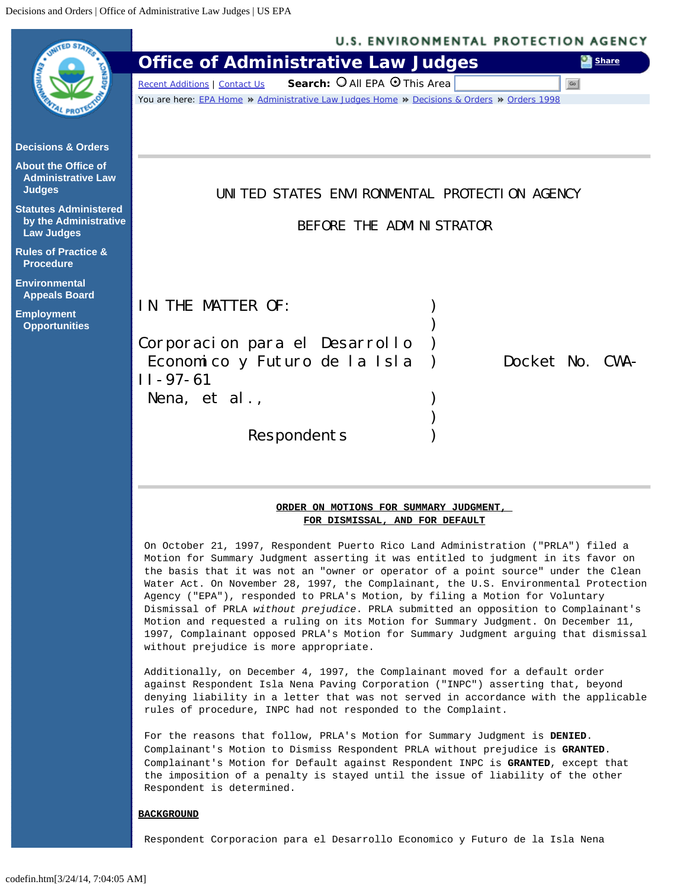UNITED STATES ENVIRONMENTAL PROTECTION AGENCY

BEFORE THE ADMINISTRATOR

| | | |
|---|---|---|
| IN THE MATTER OF: | ) | |
| | ) | |
| Corporacion para el Desarrollo | ) | |
| Economico y Futuro de la Isla | ) | Docket No. CWA-II-97-61 |
| Nena, et al., | ) | |
| | ) | |
| Respondents | ) | |

**ORDER ON MOTIONS FOR SUMMARY JUDGMENT, FOR DISMISSAL, AND FOR DEFAULT**

On October 21, 1997, Respondent Puerto Rico Land Administration ("PRLA") filed a Motion for Summary Judgment asserting it was entitled to judgment in its favor on the basis that it was not an "owner or operator of a point source" under the Clean Water Act. On November 28, 1997, the Complainant, the U.S. Environmental Protection Agency ("EPA"), responded to PRLA's Motion, by filing a Motion for Voluntary Dismissal of PRLA *without prejudice*. PRLA submitted an opposition to Complainant's Motion and requested a ruling on its Motion for Summary Judgment. On December 11, 1997, Complainant opposed PRLA's Motion for Summary Judgment arguing that dismissal without prejudice is more appropriate.

Additionally, on December 4, 1997, the Complainant moved for a default order against Respondent Isla Nena Paving Corporation ("INPC") asserting that, beyond denying liability in a letter that was not served in accordance with the applicable rules of procedure, INPC had not responded to the Complaint.

For the reasons that follow, PRLA's Motion for Summary Judgment is **DENIED**. Complainant's Motion to Dismiss Respondent PRLA without prejudice is **GRANTED**. Complainant's Motion for Default against Respondent INPC is **GRANTED**, except that the imposition of a penalty is stayed until the issue of liability of the other Respondent is determined.

**BACKGROUND**

Respondent Corporacion para el Desarrollo Economico y Futuro de la Isla Nena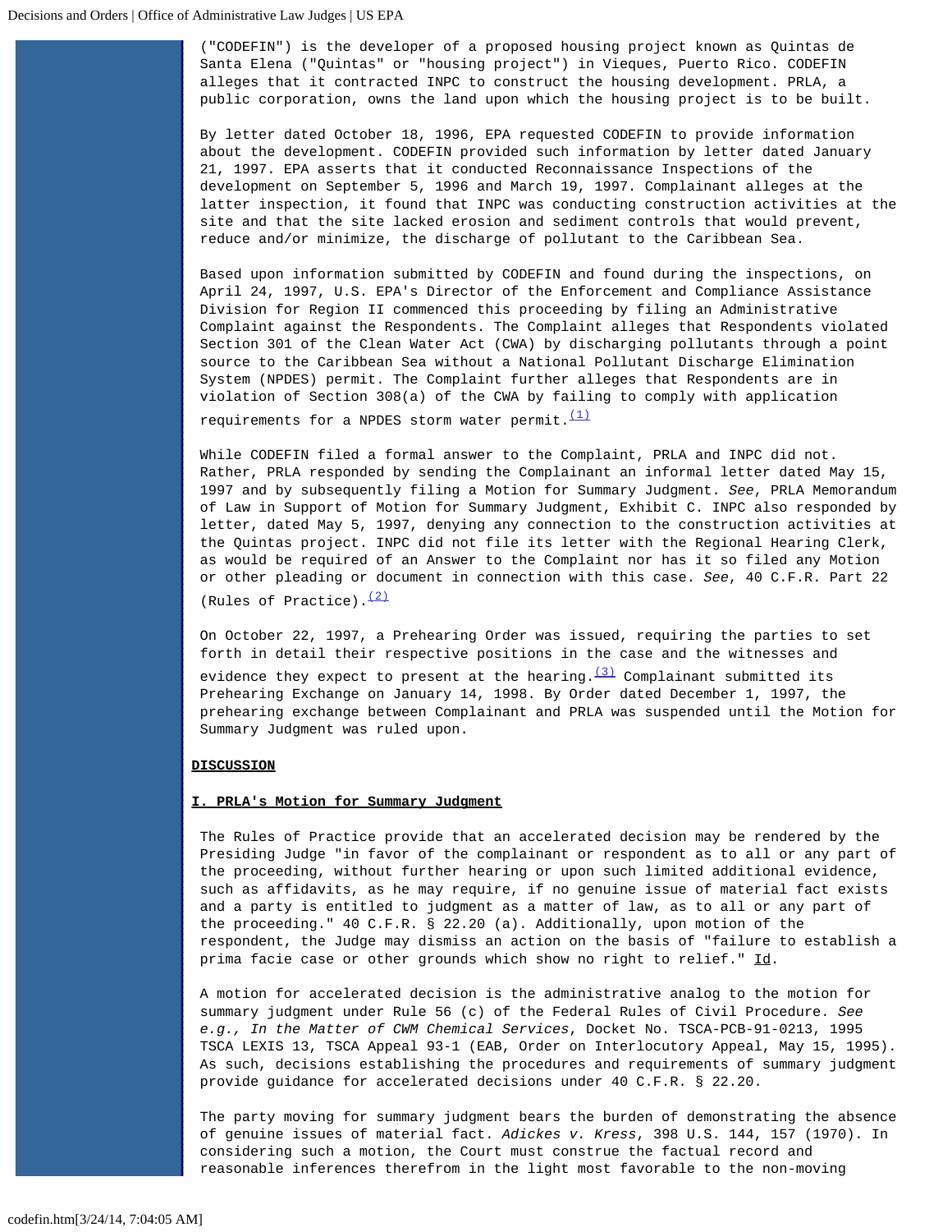("CODEFIN") is the developer of a proposed housing project known as Quintas de Santa Elena ("Quintas" or "housing project") in Vieques, Puerto Rico. CODEFIN alleges that it contracted INPC to construct the housing development. PRLA, a public corporation, owns the land upon which the housing project is to be built.

By letter dated October 18, 1996, EPA requested CODEFIN to provide information about the development. CODEFIN provided such information by letter dated January 21, 1997. EPA asserts that it conducted Reconnaissance Inspections of the development on September 5, 1996 and March 19, 1997. Complainant alleges at the latter inspection, it found that INPC was conducting construction activities at the site and that the site lacked erosion and sediment controls that would prevent, reduce and/or minimize, the discharge of pollutant to the Caribbean Sea.

Based upon information submitted by CODEFIN and found during the inspections, on April 24, 1997, U.S. EPA's Director of the Enforcement and Compliance Assistance Division for Region II commenced this proceeding by filing an Administrative Complaint against the Respondents. The Complaint alleges that Respondents violated Section 301 of the Clean Water Act (CWA) by discharging pollutants through a point source to the Caribbean Sea without a National Pollutant Discharge Elimination System (NPDES) permit. The Complaint further alleges that Respondents are in violation of Section 308(a) of the CWA by failing to comply with application requirements for a NPDES storm water permit.(1)

While CODEFIN filed a formal answer to the Complaint, PRLA and INPC did not. Rather, PRLA responded by sending the Complainant an informal letter dated May 15, 1997 and by subsequently filing a Motion for Summary Judgment. *See*, PRLA Memorandum of Law in Support of Motion for Summary Judgment, Exhibit C. INPC also responded by letter, dated May 5, 1997, denying any connection to the construction activities at the Quintas project. INPC did not file its letter with the Regional Hearing Clerk, as would be required of an Answer to the Complaint nor has it so filed any Motion or other pleading or document in connection with this case. *See*, 40 C.F.R. Part 22 (Rules of Practice).(2)

On October 22, 1997, a Prehearing Order was issued, requiring the parties to set forth in detail their respective positions in the case and the witnesses and evidence they expect to present at the hearing.(3) Complainant submitted its Prehearing Exchange on January 14, 1998. By Order dated December 1, 1997, the prehearing exchange between Complainant and PRLA was suspended until the Motion for Summary Judgment was ruled upon.

**DISCUSSION**

**I. PRLA's Motion for Summary Judgment**

The Rules of Practice provide that an accelerated decision may be rendered by the Presiding Judge "in favor of the complainant or respondent as to all or any part of the proceeding, without further hearing or upon such limited additional evidence, such as affidavits, as he may require, if no genuine issue of material fact exists and a party is entitled to judgment as a matter of law, as to all or any part of the proceeding." 40 C.F.R. § 22.20 (a). Additionally, upon motion of the respondent, the Judge may dismiss an action on the basis of "failure to establish a prima facie case or other grounds which show no right to relief." Id.

A motion for accelerated decision is the administrative analog to the motion for summary judgment under Rule 56 (c) of the Federal Rules of Civil Procedure. *See e.g., In the Matter of CWM Chemical Services*, Docket No. TSCA-PCB-91-0213, 1995 TSCA LEXIS 13, TSCA Appeal 93-1 (EAB, Order on Interlocutory Appeal, May 15, 1995). As such, decisions establishing the procedures and requirements of summary judgment provide guidance for accelerated decisions under 40 C.F.R. § 22.20.

The party moving for summary judgment bears the burden of demonstrating the absence of genuine issues of material fact. *Adickes v. Kress*, 398 U.S. 144, 157 (1970). In considering such a motion, the Court must construe the factual record and reasonable inferences therefrom in the light most favorable to the non-moving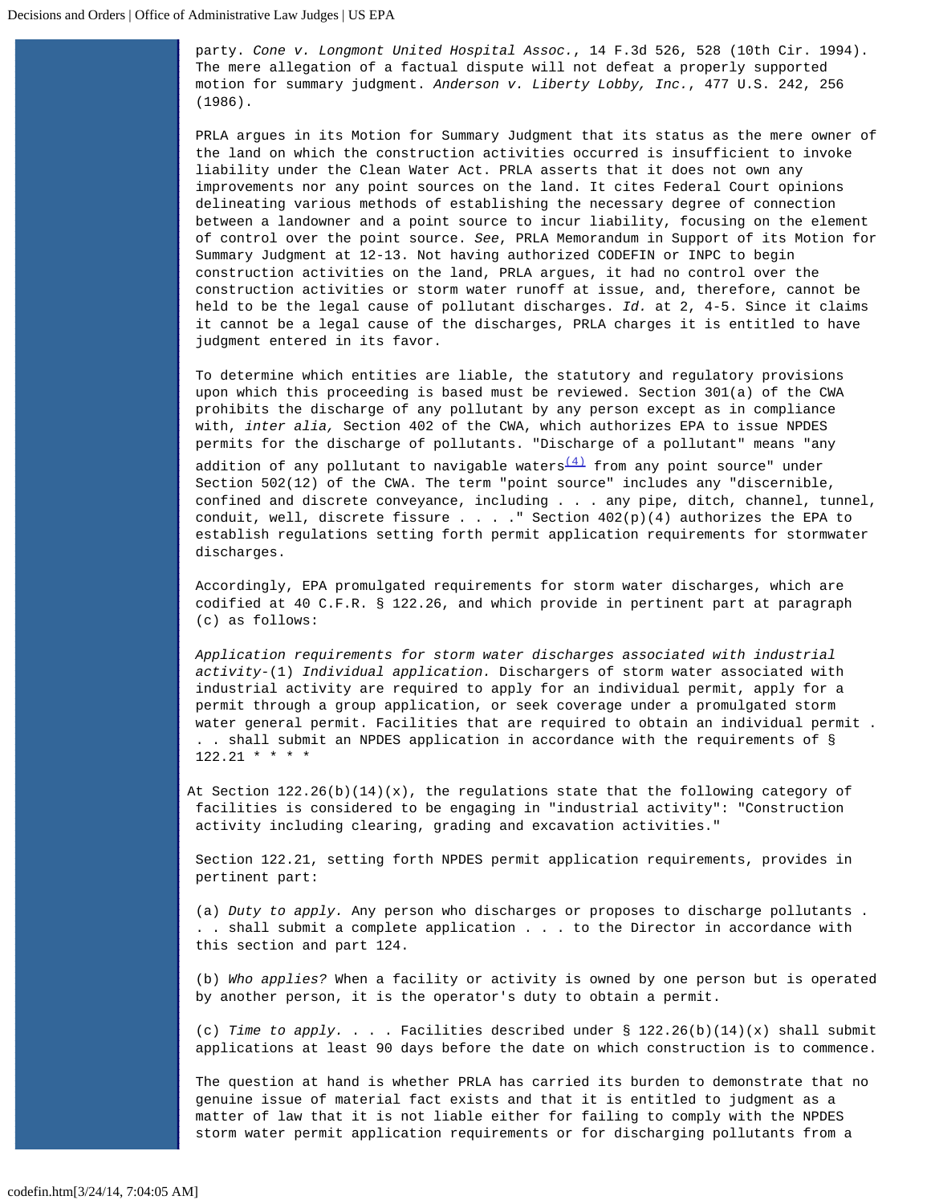party. *Cone v. Longmont United Hospital Assoc.*, 14 F.3d 526, 528 (10th Cir. 1994). The mere allegation of a factual dispute will not defeat a properly supported motion for summary judgment. *Anderson v. Liberty Lobby, Inc.*, 477 U.S. 242, 256 (1986).

PRLA argues in its Motion for Summary Judgment that its status as the mere owner of the land on which the construction activities occurred is insufficient to invoke liability under the Clean Water Act. PRLA asserts that it does not own any improvements nor any point sources on the land. It cites Federal Court opinions delineating various methods of establishing the necessary degree of connection between a landowner and a point source to incur liability, focusing on the element of control over the point source. *See*, PRLA Memorandum in Support of its Motion for Summary Judgment at 12-13. Not having authorized CODEFIN or INPC to begin construction activities on the land, PRLA argues, it had no control over the construction activities or storm water runoff at issue, and, therefore, cannot be held to be the legal cause of pollutant discharges. *Id.* at 2, 4-5. Since it claims it cannot be a legal cause of the discharges, PRLA charges it is entitled to have judgment entered in its favor.

To determine which entities are liable, the statutory and regulatory provisions upon which this proceeding is based must be reviewed. Section 301(a) of the CWA prohibits the discharge of any pollutant by any person except as in compliance with, *inter alia,* Section 402 of the CWA, which authorizes EPA to issue NPDES permits for the discharge of pollutants. "Discharge of a pollutant" means "any addition of any pollutant to navigable waters[(4)] from any point source" under Section 502(12) of the CWA. The term "point source" includes any "discernible, confined and discrete conveyance, including . . . any pipe, ditch, channel, tunnel, conduit, well, discrete fissure . . . ." Section 402(p)(4) authorizes the EPA to establish regulations setting forth permit application requirements for stormwater discharges.

Accordingly, EPA promulgated requirements for storm water discharges, which are codified at 40 C.F.R. § 122.26, and which provide in pertinent part at paragraph (c) as follows:

> *Application requirements for storm water discharges associated with industrial activity*-(1) *Individual application.* Dischargers of storm water associated with industrial activity are required to apply for an individual permit, apply for a permit through a group application, or seek coverage under a promulgated storm water general permit. Facilities that are required to obtain an individual permit . . . shall submit an NPDES application in accordance with the requirements of § 122.21 * * * *

At Section 122.26(b)(14)(x), the regulations state that the following category of facilities is considered to be engaging in "industrial activity": "Construction activity including clearing, grading and excavation activities."

Section 122.21, setting forth NPDES permit application requirements, provides in pertinent part:

> (a) *Duty to apply.* Any person who discharges or proposes to discharge pollutants . . . shall submit a complete application . . . to the Director in accordance with this section and part 124.
>
> (b) *Who applies?* When a facility or activity is owned by one person but is operated by another person, it is the operator's duty to obtain a permit.
>
> (c) *Time to apply.* . . . Facilities described under § 122.26(b)(14)(x) shall submit applications at least 90 days before the date on which construction is to commence.

The question at hand is whether PRLA has carried its burden to demonstrate that no genuine issue of material fact exists and that it is entitled to judgment as a matter of law that it is not liable either for failing to comply with the NPDES storm water permit application requirements or for discharging pollutants from a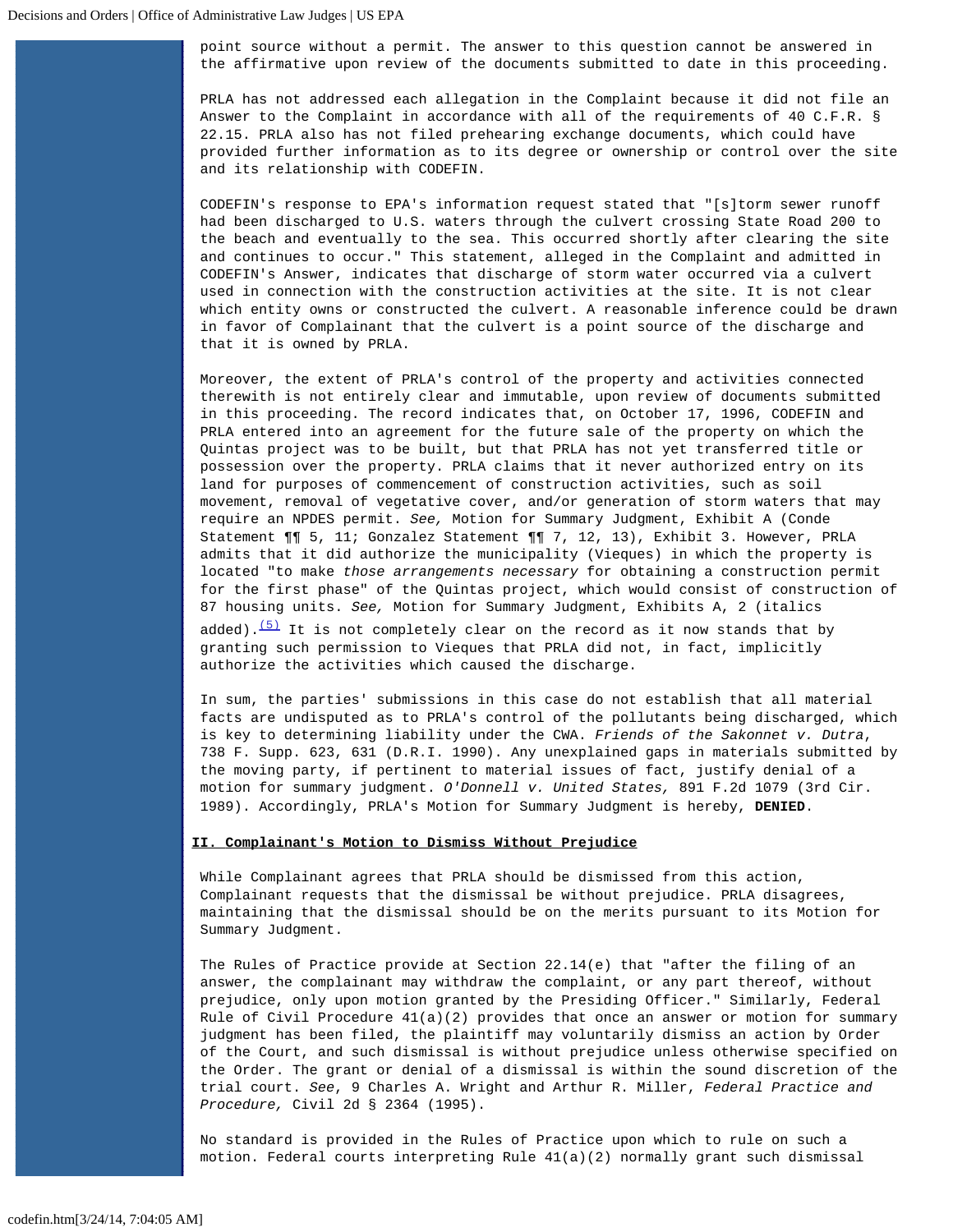point source without a permit. The answer to this question cannot be answered in the affirmative upon review of the documents submitted to date in this proceeding.

PRLA has not addressed each allegation in the Complaint because it did not file an Answer to the Complaint in accordance with all of the requirements of 40 C.F.R. § 22.15. PRLA also has not filed prehearing exchange documents, which could have provided further information as to its degree or ownership or control over the site and its relationship with CODEFIN.

CODEFIN's response to EPA's information request stated that "[s]torm sewer runoff had been discharged to U.S. waters through the culvert crossing State Road 200 to the beach and eventually to the sea. This occurred shortly after clearing the site and continues to occur." This statement, alleged in the Complaint and admitted in CODEFIN's Answer, indicates that discharge of storm water occurred via a culvert used in connection with the construction activities at the site. It is not clear which entity owns or constructed the culvert. A reasonable inference could be drawn in favor of Complainant that the culvert is a point source of the discharge and that it is owned by PRLA.

Moreover, the extent of PRLA's control of the property and activities connected therewith is not entirely clear and immutable, upon review of documents submitted in this proceeding. The record indicates that, on October 17, 1996, CODEFIN and PRLA entered into an agreement for the future sale of the property on which the Quintas project was to be built, but that PRLA has not yet transferred title or possession over the property. PRLA claims that it never authorized entry on its land for purposes of commencement of construction activities, such as soil movement, removal of vegetative cover, and/or generation of storm waters that may require an NPDES permit. *See,* Motion for Summary Judgment, Exhibit A (Conde Statement ¶¶ 5, 11; Gonzalez Statement ¶¶ 7, 12, 13), Exhibit 3. However, PRLA admits that it did authorize the municipality (Vieques) in which the property is located "to make *those arrangements necessary* for obtaining a construction permit for the first phase" of the Quintas project, which would consist of construction of 87 housing units. *See,* Motion for Summary Judgment, Exhibits A, 2 (italics added).[(5)] It is not completely clear on the record as it now stands that by granting such permission to Vieques that PRLA did not, in fact, implicitly authorize the activities which caused the discharge.

In sum, the parties' submissions in this case do not establish that all material facts are undisputed as to PRLA's control of the pollutants being discharged, which is key to determining liability under the CWA. *Friends of the Sakonnet v. Dutra*, 738 F. Supp. 623, 631 (D.R.I. 1990). Any unexplained gaps in materials submitted by the moving party, if pertinent to material issues of fact, justify denial of a motion for summary judgment. *O'Donnell v. United States,* 891 F.2d 1079 (3rd Cir. 1989). Accordingly, PRLA's Motion for Summary Judgment is hereby, **DENIED**.

## II. Complainant's Motion to Dismiss Without Prejudice

While Complainant agrees that PRLA should be dismissed from this action, Complainant requests that the dismissal be without prejudice. PRLA disagrees, maintaining that the dismissal should be on the merits pursuant to its Motion for Summary Judgment.

The Rules of Practice provide at Section 22.14(e) that "after the filing of an answer, the complainant may withdraw the complaint, or any part thereof, without prejudice, only upon motion granted by the Presiding Officer." Similarly, Federal Rule of Civil Procedure 41(a)(2) provides that once an answer or motion for summary judgment has been filed, the plaintiff may voluntarily dismiss an action by Order of the Court, and such dismissal is without prejudice unless otherwise specified on the Order. The grant or denial of a dismissal is within the sound discretion of the trial court. *See*, 9 Charles A. Wright and Arthur R. Miller, *Federal Practice and Procedure,* Civil 2d § 2364 (1995).

No standard is provided in the Rules of Practice upon which to rule on such a motion. Federal courts interpreting Rule 41(a)(2) normally grant such dismissal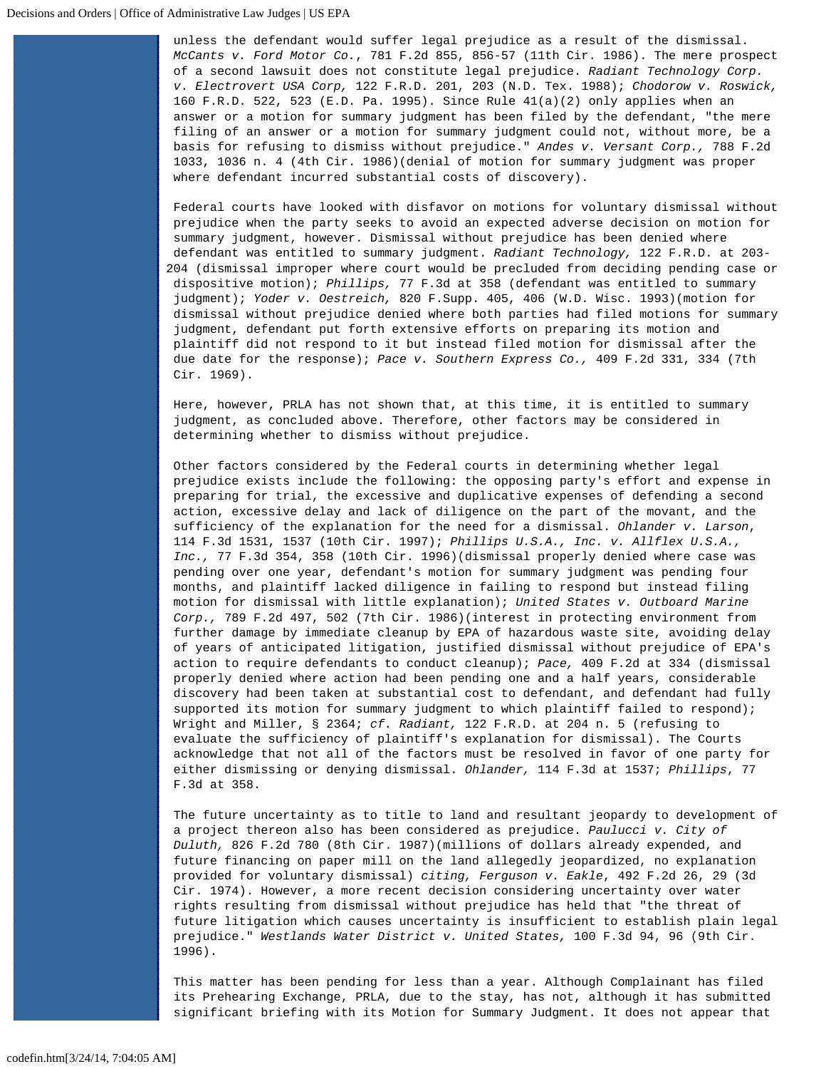unless the defendant would suffer legal prejudice as a result of the dismissal. *McCants v. Ford Motor Co.,* 781 F.2d 855, 856-57 (11th Cir. 1986). The mere prospect of a second lawsuit does not constitute legal prejudice. *Radiant Technology Corp. v. Electrovert USA Corp,* 122 F.R.D. 201, 203 (N.D. Tex. 1988); *Chodorow v. Roswick,* 160 F.R.D. 522, 523 (E.D. Pa. 1995). Since Rule 41(a)(2) only applies when an answer or a motion for summary judgment has been filed by the defendant, "the mere filing of an answer or a motion for summary judgment could not, without more, be a basis for refusing to dismiss without prejudice." *Andes v. Versant Corp.,* 788 F.2d 1033, 1036 n. 4 (4th Cir. 1986)(denial of motion for summary judgment was proper where defendant incurred substantial costs of discovery).

Federal courts have looked with disfavor on motions for voluntary dismissal without prejudice when the party seeks to avoid an expected adverse decision on motion for summary judgment, however. Dismissal without prejudice has been denied where defendant was entitled to summary judgment. *Radiant Technology,* 122 F.R.D. at 203-204 (dismissal improper where court would be precluded from deciding pending case or dispositive motion); *Phillips,* 77 F.3d at 358 (defendant was entitled to summary judgment); *Yoder v. Oestreich,* 820 F.Supp. 405, 406 (W.D. Wisc. 1993)(motion for dismissal without prejudice denied where both parties had filed motions for summary judgment, defendant put forth extensive efforts on preparing its motion and plaintiff did not respond to it but instead filed motion for dismissal after the due date for the response); *Pace v. Southern Express Co.,* 409 F.2d 331, 334 (7th Cir. 1969).

Here, however, PRLA has not shown that, at this time, it is entitled to summary judgment, as concluded above. Therefore, other factors may be considered in determining whether to dismiss without prejudice.

Other factors considered by the Federal courts in determining whether legal prejudice exists include the following: the opposing party's effort and expense in preparing for trial, the excessive and duplicative expenses of defending a second action, excessive delay and lack of diligence on the part of the movant, and the sufficiency of the explanation for the need for a dismissal. *Ohlander v. Larson*, 114 F.3d 1531, 1537 (10th Cir. 1997); *Phillips U.S.A., Inc. v. Allflex U.S.A., Inc.,* 77 F.3d 354, 358 (10th Cir. 1996)(dismissal properly denied where case was pending over one year, defendant's motion for summary judgment was pending four months, and plaintiff lacked diligence in failing to respond but instead filing motion for dismissal with little explanation); *United States v. Outboard Marine Corp.,* 789 F.2d 497, 502 (7th Cir. 1986)(interest in protecting environment from further damage by immediate cleanup by EPA of hazardous waste site, avoiding delay of years of anticipated litigation, justified dismissal without prejudice of EPA's action to require defendants to conduct cleanup); *Pace,* 409 F.2d at 334 (dismissal properly denied where action had been pending one and a half years, considerable discovery had been taken at substantial cost to defendant, and defendant had fully supported its motion for summary judgment to which plaintiff failed to respond); Wright and Miller, § 2364; *cf. Radiant,* 122 F.R.D. at 204 n. 5 (refusing to evaluate the sufficiency of plaintiff's explanation for dismissal). The Courts acknowledge that not all of the factors must be resolved in favor of one party for either dismissing or denying dismissal. *Ohlander,* 114 F.3d at 1537; *Phillips*, 77 F.3d at 358.

The future uncertainty as to title to land and resultant jeopardy to development of a project thereon also has been considered as prejudice. *Paulucci v. City of Duluth,* 826 F.2d 780 (8th Cir. 1987)(millions of dollars already expended, and future financing on paper mill on the land allegedly jeopardized, no explanation provided for voluntary dismissal) *citing, Ferguson v. Eakle*, 492 F.2d 26, 29 (3d Cir. 1974). However, a more recent decision considering uncertainty over water rights resulting from dismissal without prejudice has held that "the threat of future litigation which causes uncertainty is insufficient to establish plain legal prejudice." *Westlands Water District v. United States,* 100 F.3d 94, 96 (9th Cir. 1996).

This matter has been pending for less than a year. Although Complainant has filed its Prehearing Exchange, PRLA, due to the stay, has not, although it has submitted significant briefing with its Motion for Summary Judgment. It does not appear that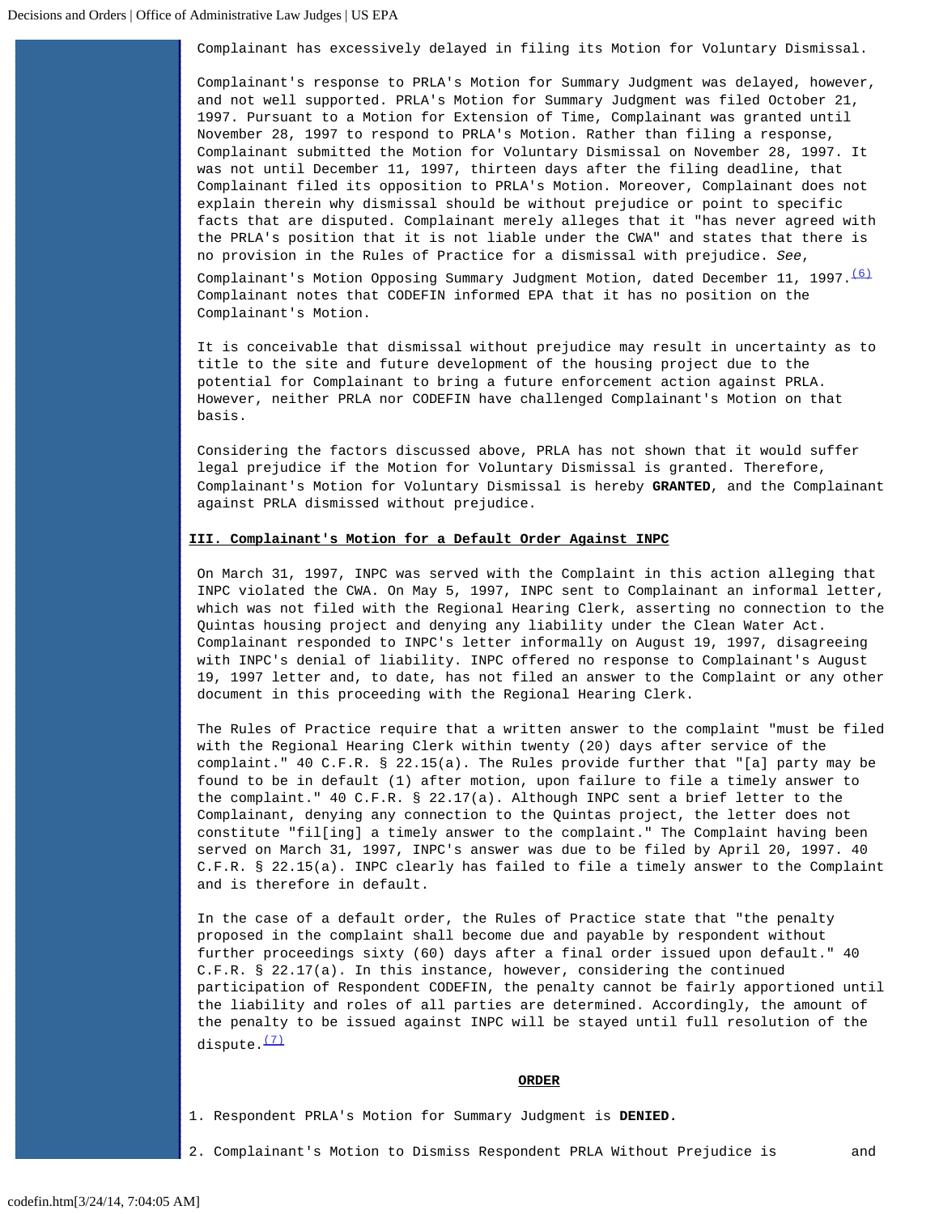Complainant has excessively delayed in filing its Motion for Voluntary Dismissal.

Complainant's response to PRLA's Motion for Summary Judgment was delayed, however, and not well supported. PRLA's Motion for Summary Judgment was filed October 21, 1997. Pursuant to a Motion for Extension of Time, Complainant was granted until November 28, 1997 to respond to PRLA's Motion. Rather than filing a response, Complainant submitted the Motion for Voluntary Dismissal on November 28, 1997. It was not until December 11, 1997, thirteen days after the filing deadline, that Complainant filed its opposition to PRLA's Motion. Moreover, Complainant does not explain therein why dismissal should be without prejudice or point to specific facts that are disputed. Complainant merely alleges that it "has never agreed with the PRLA's position that it is not liable under the CWA" and states that there is no provision in the Rules of Practice for a dismissal with prejudice. *See*, Complainant's Motion Opposing Summary Judgment Motion, dated December 11, 1997.[(6)] Complainant notes that CODEFIN informed EPA that it has no position on the Complainant's Motion.

It is conceivable that dismissal without prejudice may result in uncertainty as to title to the site and future development of the housing project due to the potential for Complainant to bring a future enforcement action against PRLA. However, neither PRLA nor CODEFIN have challenged Complainant's Motion on that basis.

Considering the factors discussed above, PRLA has not shown that it would suffer legal prejudice if the Motion for Voluntary Dismissal is granted. Therefore, Complainant's Motion for Voluntary Dismissal is hereby **GRANTED**, and the Complainant against PRLA dismissed without prejudice.

## III. Complainant's Motion for a Default Order Against INPC

On March 31, 1997, INPC was served with the Complaint in this action alleging that INPC violated the CWA. On May 5, 1997, INPC sent to Complainant an informal letter, which was not filed with the Regional Hearing Clerk, asserting no connection to the Quintas housing project and denying any liability under the Clean Water Act. Complainant responded to INPC's letter informally on August 19, 1997, disagreeing with INPC's denial of liability. INPC offered no response to Complainant's August 19, 1997 letter and, to date, has not filed an answer to the Complaint or any other document in this proceeding with the Regional Hearing Clerk.

The Rules of Practice require that a written answer to the complaint "must be filed with the Regional Hearing Clerk within twenty (20) days after service of the complaint." 40 C.F.R. § 22.15(a). The Rules provide further that "[a] party may be found to be in default (1) after motion, upon failure to file a timely answer to the complaint." 40 C.F.R. § 22.17(a). Although INPC sent a brief letter to the Complainant, denying any connection to the Quintas project, the letter does not constitute "fil[ing] a timely answer to the complaint." The Complaint having been served on March 31, 1997, INPC's answer was due to be filed by April 20, 1997. 40 C.F.R. § 22.15(a). INPC clearly has failed to file a timely answer to the Complaint and is therefore in default.

In the case of a default order, the Rules of Practice state that "the penalty proposed in the complaint shall become due and payable by respondent without further proceedings sixty (60) days after a final order issued upon default." 40 C.F.R. § 22.17(a). In this instance, however, considering the continued participation of Respondent CODEFIN, the penalty cannot be fairly apportioned until the liability and roles of all parties are determined. Accordingly, the amount of the penalty to be issued against INPC will be stayed until full resolution of the dispute.[(7)]

**ORDER**

1. Respondent PRLA's Motion for Summary Judgment is **DENIED.**

2. Complainant's Motion to Dismiss Respondent PRLA Without Prejudice is and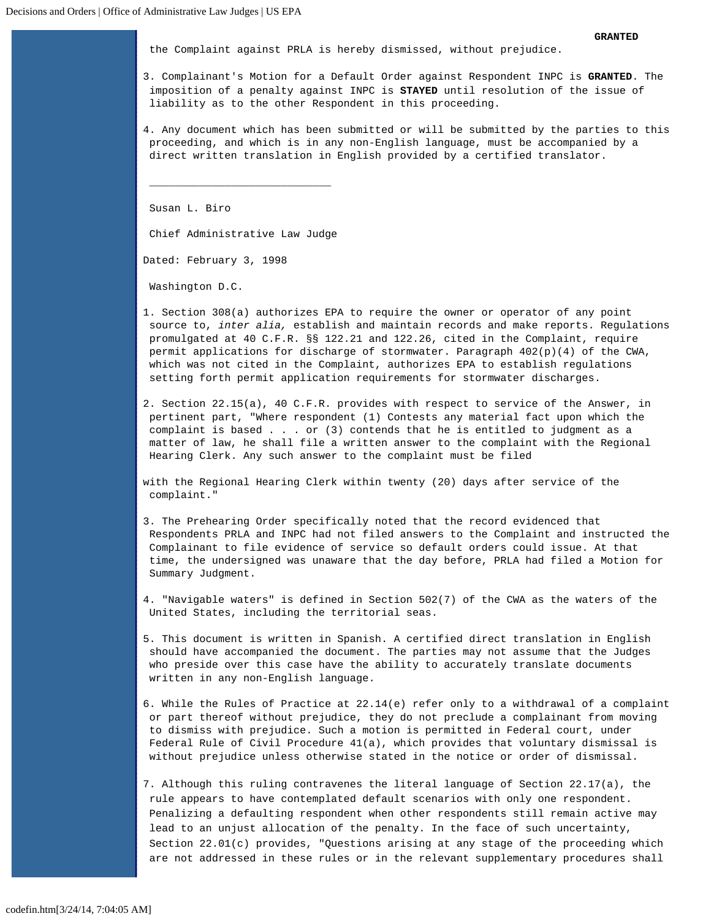**GRANTED**

the Complaint against PRLA is hereby dismissed, without prejudice.

3. Complainant's Motion for a Default Order against Respondent INPC is **GRANTED**. The imposition of a penalty against INPC is **STAYED** until resolution of the issue of liability as to the other Respondent in this proceeding.

4. Any document which has been submitted or will be submitted by the parties to this proceeding, and which is in any non-English language, must be accompanied by a direct written translation in English provided by a certified translator.

_____________________________

Susan L. Biro

Chief Administrative Law Judge

Dated: February 3, 1998

Washington D.C.

1. Section 308(a) authorizes EPA to require the owner or operator of any point source to, *inter alia,* establish and maintain records and make reports. Regulations promulgated at 40 C.F.R. §§ 122.21 and 122.26, cited in the Complaint, require permit applications for discharge of stormwater. Paragraph 402(p)(4) of the CWA, which was not cited in the Complaint, authorizes EPA to establish regulations setting forth permit application requirements for stormwater discharges.

2. Section 22.15(a), 40 C.F.R. provides with respect to service of the Answer, in pertinent part, "Where respondent (1) Contests any material fact upon which the complaint is based . . . or (3) contends that he is entitled to judgment as a matter of law, he shall file a written answer to the complaint with the Regional Hearing Clerk. Any such answer to the complaint must be filed with the Regional Hearing Clerk within twenty (20) days after service of the complaint."

3. The Prehearing Order specifically noted that the record evidenced that Respondents PRLA and INPC had not filed answers to the Complaint and instructed the Complainant to file evidence of service so default orders could issue. At that time, the undersigned was unaware that the day before, PRLA had filed a Motion for Summary Judgment.

4. "Navigable waters" is defined in Section 502(7) of the CWA as the waters of the United States, including the territorial seas.

5. This document is written in Spanish. A certified direct translation in English should have accompanied the document. The parties may not assume that the Judges who preside over this case have the ability to accurately translate documents written in any non-English language.

6. While the Rules of Practice at 22.14(e) refer only to a withdrawal of a complaint or part thereof without prejudice, they do not preclude a complainant from moving to dismiss with prejudice. Such a motion is permitted in Federal court, under Federal Rule of Civil Procedure 41(a), which provides that voluntary dismissal is without prejudice unless otherwise stated in the notice or order of dismissal.

7. Although this ruling contravenes the literal language of Section 22.17(a), the rule appears to have contemplated default scenarios with only one respondent. Penalizing a defaulting respondent when other respondents still remain active may lead to an unjust allocation of the penalty. In the face of such uncertainty, Section 22.01(c) provides, "Questions arising at any stage of the proceeding which are not addressed in these rules or in the relevant supplementary procedures shall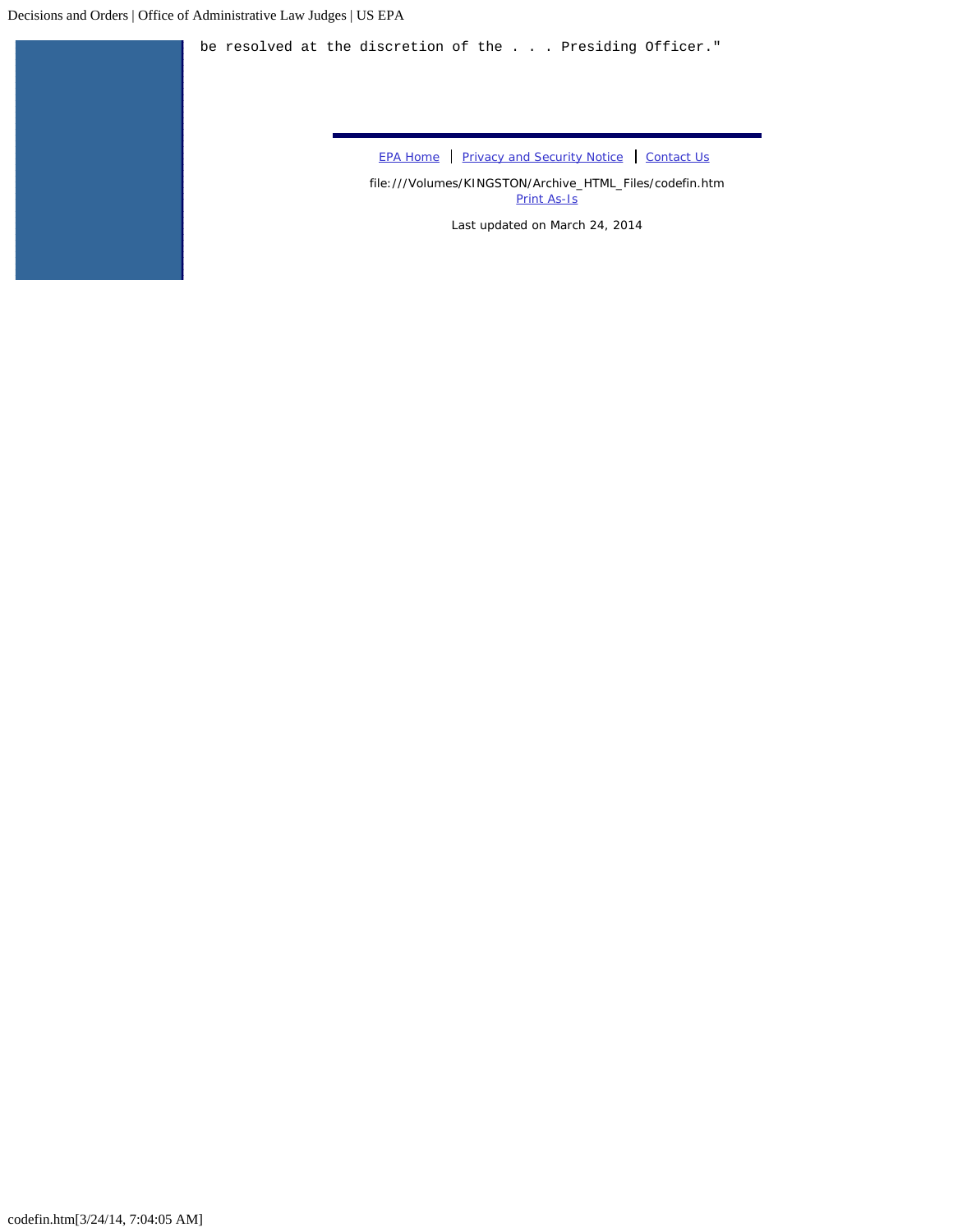be resolved at the discretion of the . . . Presiding Officer."